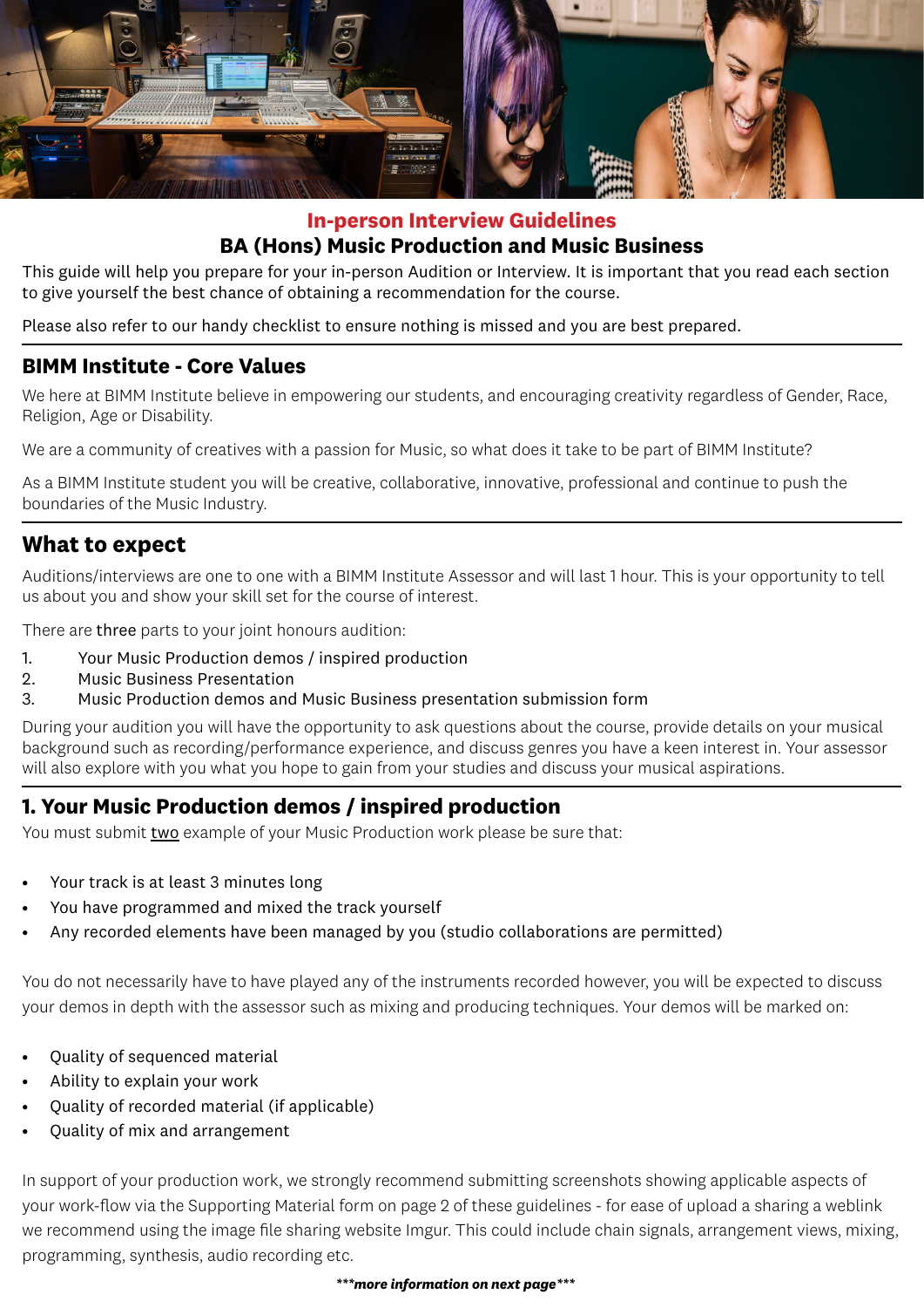## In-person Interview Guidelines

## BA (Hons) Music Production and Music Business

This guide will help you prepare for your in-person Audition or Interview. It is important that you read each section to give yourself the best chance of obtaining a recommendation for the course.

Please also refer to our handy checklist to ensure nothing is missed and you are best prepared.

### BIMM Institute - Core Values

We here at BIMM Institute believe in empowering our students, and encouraging creativity regardless of Gender, Race, Religion, Age or Disability.

We are a community of creatives with a passion for Music, so what does it take to be part of BIMM Institute?

As a BIMM Institute student you will be creative, collaborative, innovative, professional and continue to push the boundaries of the Music Industry.

### What to expect

Auditions/interviews are one to one with a BIMM Institute Assessor and will last 1 hour. This is your opportunity to tell us about you and show your skill set for the course of interest.

There are three parts to your joint honours audition:

1. Your Music Production demos / inspired production
2. Music Business Presentation
3. Music Production demos and Music Business presentation submission form

During your audition you will have the opportunity to ask questions about the course, provide details on your musical background such as recording/performance experience, and discuss genres you have a keen interest in. Your assessor will also explore with you what you hope to gain from your studies and discuss your musical aspirations.

### 1. Your Music Production demos / inspired production

You must submit two example of your Music Production work please be sure that:

- Your track is at least 3 minutes long
- You have programmed and mixed the track yourself
- Any recorded elements have been managed by you (studio collaborations are permitted)

You do not necessarily have to have played any of the instruments recorded however, you will be expected to discuss your demos in depth with the assessor such as mixing and producing techniques. Your demos will be marked on:

- Quality of sequenced material
- Ability to explain your work
- Quality of recorded material (if applicable)
- Quality of mix and arrangement

In support of your production work, we strongly recommend submitting screenshots showing applicable aspects of your work-flow via the Supporting Material form on page 2 of these guidelines - for ease of upload a sharing a weblink we recommend using the image file sharing website Imgur. This could include chain signals, arrangement views, mixing, programming, synthesis, audio recording etc.

***more information on next page***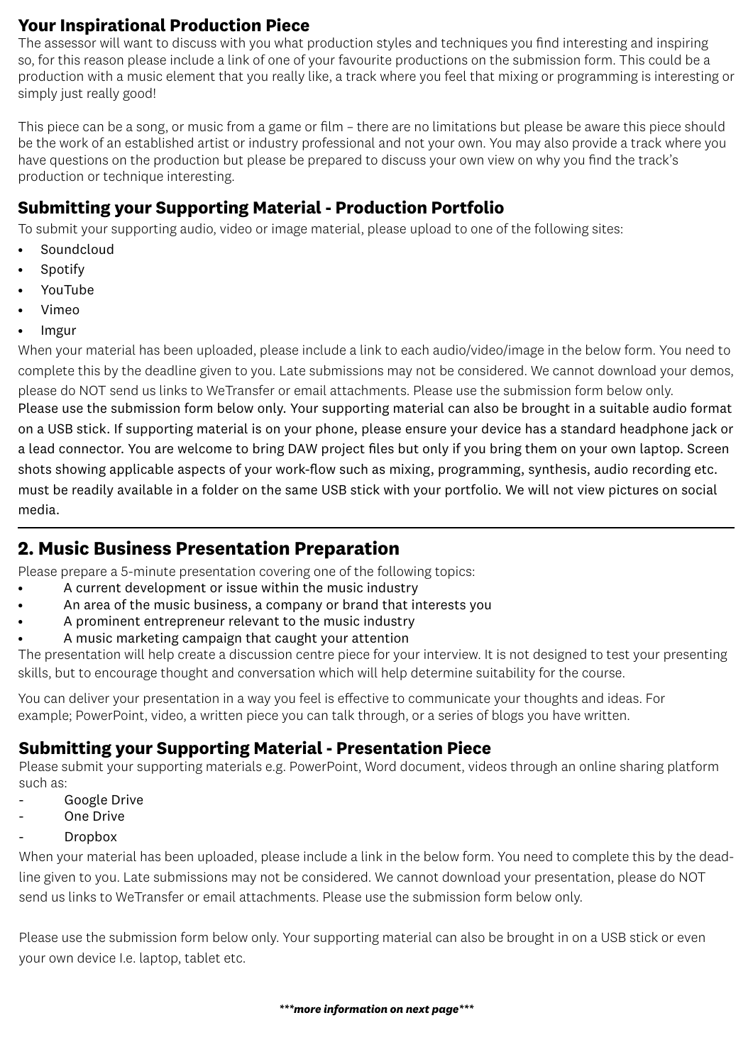## Your Inspirational Production Piece

The assessor will want to discuss with you what production styles and techniques you find interesting and inspiring so, for this reason please include a link of one of your favourite productions on the submission form. This could be a production with a music element that you really like, a track where you feel that mixing or programming is interesting or simply just really good!

This piece can be a song, or music from a game or film – there are no limitations but please be aware this piece should be the work of an established artist or industry professional and not your own. You may also provide a track where you have questions on the production but please be prepared to discuss your own view on why you find the track's production or technique interesting.

## Submitting your Supporting Material - Production Portfolio

To submit your supporting audio, video or image material, please upload to one of the following sites:

- Soundcloud
- Spotify
- YouTube
- Vimeo
- Imgur

When your material has been uploaded, please include a link to each audio/video/image in the below form. You need to complete this by the deadline given to you. Late submissions may not be considered. We cannot download your demos, please do NOT send us links to WeTransfer or email attachments. Please use the submission form below only.

Please use the submission form below only. Your supporting material can also be brought in a suitable audio format on a USB stick. If supporting material is on your phone, please ensure your device has a standard headphone jack or a lead connector. You are welcome to bring DAW project files but only if you bring them on your own laptop. Screen shots showing applicable aspects of your work-flow such as mixing, programming, synthesis, audio recording etc. must be readily available in a folder on the same USB stick with your portfolio. We will not view pictures on social media.

---

# 2. Music Business Presentation Preparation

Please prepare a 5-minute presentation covering one of the following topics:

- A current development or issue within the music industry
- An area of the music business, a company or brand that interests you
- A prominent entrepreneur relevant to the music industry
- A music marketing campaign that caught your attention

The presentation will help create a discussion centre piece for your interview. It is not designed to test your presenting skills, but to encourage thought and conversation which will help determine suitability for the course.

You can deliver your presentation in a way you feel is effective to communicate your thoughts and ideas. For example; PowerPoint, video, a written piece you can talk through, or a series of blogs you have written.

## Submitting your Supporting Material - Presentation Piece

Please submit your supporting materials e.g. PowerPoint, Word document, videos through an online sharing platform such as:

- Google Drive
- One Drive
- Dropbox

When your material has been uploaded, please include a link in the below form. You need to complete this by the deadline given to you. Late submissions may not be considered. We cannot download your presentation, please do NOT send us links to WeTransfer or email attachments. Please use the submission form below only.

Please use the submission form below only. Your supporting material can also be brought in on a USB stick or even your own device I.e. laptop, tablet etc.

***more information on next page***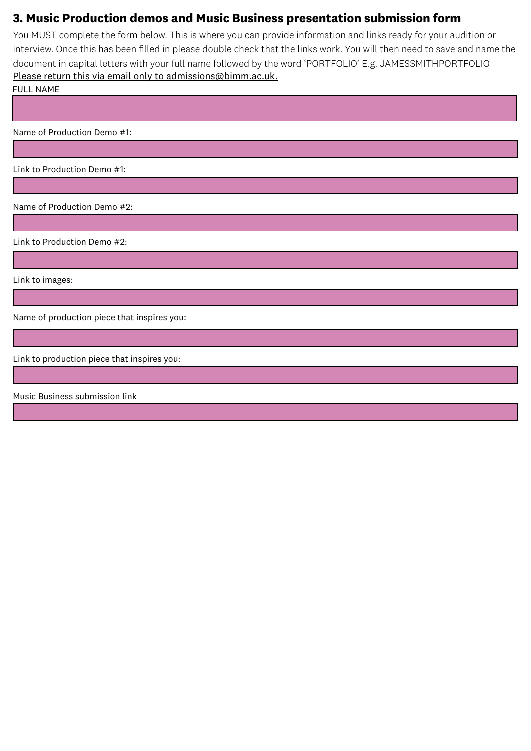## 3. Music Production demos and Music Business presentation submission form

You MUST complete the form below. This is where you can provide information and links ready for your audition or interview. Once this has been filled in please double check that the links work. You will then need to save and name the document in capital letters with your full name followed by the word 'PORTFOLIO' E.g. JAMESSMITHPORTFOLIO

Please return this via email only to admissions@bimm.ac.uk.

FULL NAME

Name of Production Demo #1:

Link to Production Demo #1:

Name of Production Demo #2:

Link to Production Demo #2:

Link to images:

Name of production piece that inspires you:

Link to production piece that inspires you:

Music Business submission link